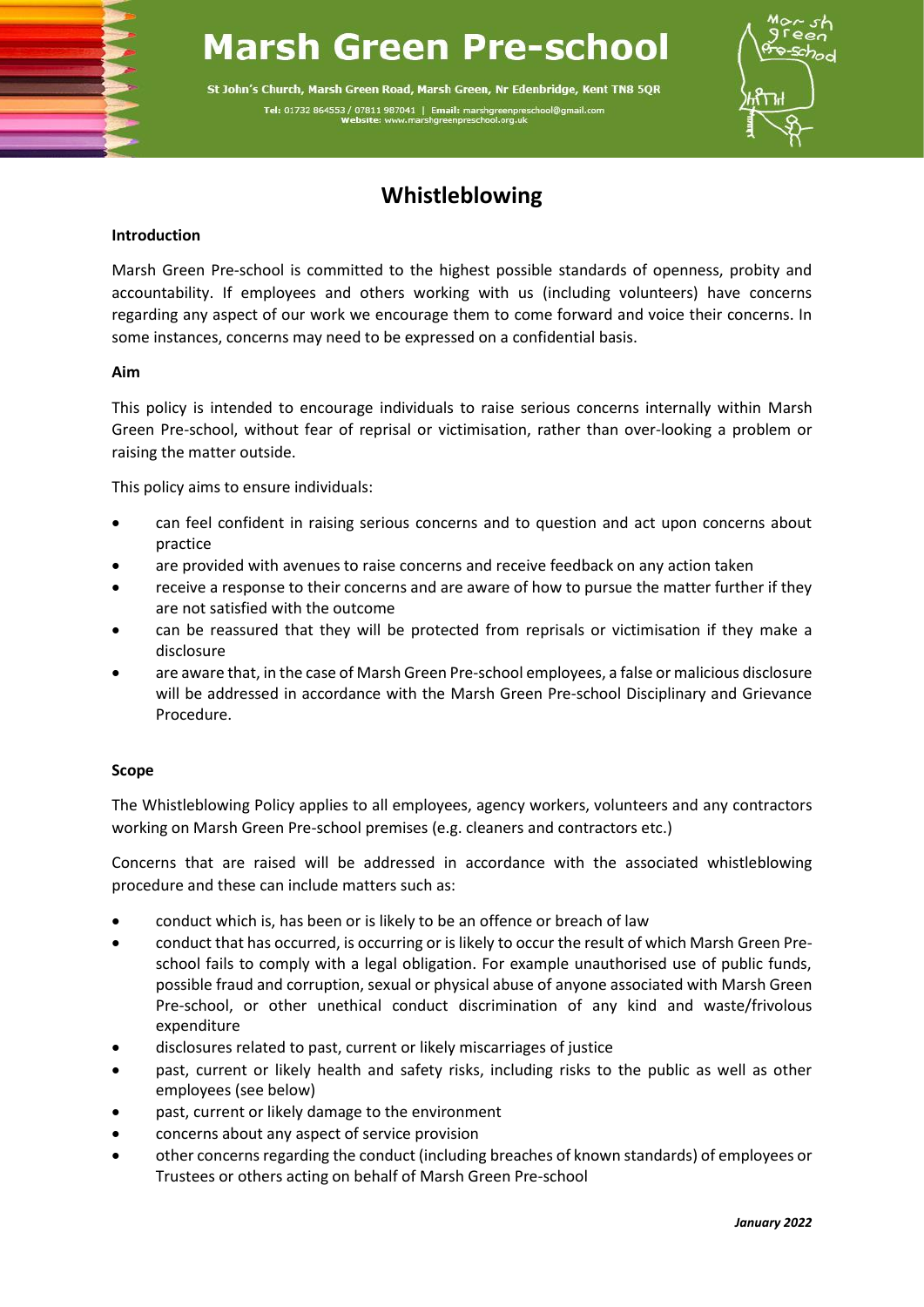# Marsh Green Pre-school

St John's Church, Marsh Green Road, Marsh Green, Nr Edenbridge, Kent TN8 5QR

**Tel:** 01732 864553 / 07811 987041 | **Email:** marshgreenpreschool@gmail.com
**Website:** www.marshgreenpreschool.org.uk

## Whistleblowing

### Introduction

Marsh Green Pre-school is committed to the highest possible standards of openness, probity and accountability. If employees and others working with us (including volunteers) have concerns regarding any aspect of our work we encourage them to come forward and voice their concerns. In some instances, concerns may need to be expressed on a confidential basis.

### Aim

This policy is intended to encourage individuals to raise serious concerns internally within Marsh Green Pre-school, without fear of reprisal or victimisation, rather than over-looking a problem or raising the matter outside.

This policy aims to ensure individuals:

- can feel confident in raising serious concerns and to question and act upon concerns about practice
- are provided with avenues to raise concerns and receive feedback on any action taken
- receive a response to their concerns and are aware of how to pursue the matter further if they are not satisfied with the outcome
- can be reassured that they will be protected from reprisals or victimisation if they make a disclosure
- are aware that, in the case of Marsh Green Pre-school employees, a false or malicious disclosure will be addressed in accordance with the Marsh Green Pre-school Disciplinary and Grievance Procedure.

### Scope

The Whistleblowing Policy applies to all employees, agency workers, volunteers and any contractors working on Marsh Green Pre-school premises (e.g. cleaners and contractors etc.)

Concerns that are raised will be addressed in accordance with the associated whistleblowing procedure and these can include matters such as:

- conduct which is, has been or is likely to be an offence or breach of law
- conduct that has occurred, is occurring or is likely to occur the result of which Marsh Green Pre-school fails to comply with a legal obligation. For example unauthorised use of public funds, possible fraud and corruption, sexual or physical abuse of anyone associated with Marsh Green Pre-school, or other unethical conduct discrimination of any kind and waste/frivolous expenditure
- disclosures related to past, current or likely miscarriages of justice
- past, current or likely health and safety risks, including risks to the public as well as other employees (see below)
- past, current or likely damage to the environment
- concerns about any aspect of service provision
- other concerns regarding the conduct (including breaches of known standards) of employees or Trustees or others acting on behalf of Marsh Green Pre-school

*January 2022*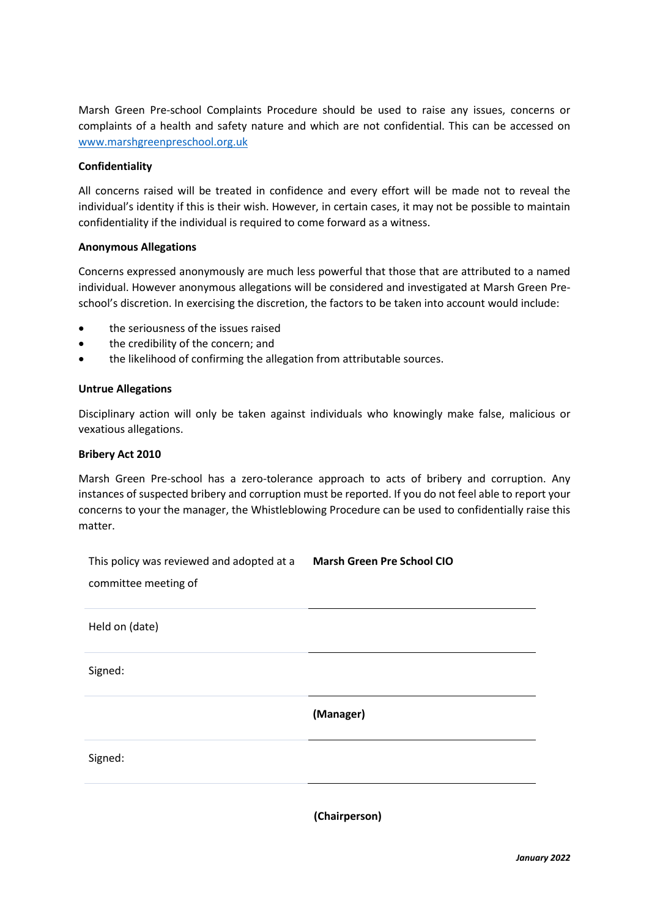Marsh Green Pre-school Complaints Procedure should be used to raise any issues, concerns or complaints of a health and safety nature and which are not confidential. This can be accessed on [www.marshgreenpreschool.org.uk](www.marshgreenpreschool.org.uk)

**Confidentiality**

All concerns raised will be treated in confidence and every effort will be made not to reveal the individual's identity if this is their wish. However, in certain cases, it may not be possible to maintain confidentiality if the individual is required to come forward as a witness.

**Anonymous Allegations**

Concerns expressed anonymously are much less powerful that those that are attributed to a named individual. However anonymous allegations will be considered and investigated at Marsh Green Pre-school's discretion. In exercising the discretion, the factors to be taken into account would include:

- the seriousness of the issues raised
- the credibility of the concern; and
- the likelihood of confirming the allegation from attributable sources.

**Untrue Allegations**

Disciplinary action will only be taken against individuals who knowingly make false, malicious or vexatious allegations.

**Bribery Act 2010**

Marsh Green Pre-school has a zero-tolerance approach to acts of bribery and corruption. Any instances of suspected bribery and corruption must be reported. If you do not feel able to report your concerns to your the manager, the Whistleblowing Procedure can be used to confidentially raise this matter.

| | |
|---|---|
| This policy was reviewed and adopted at a committee meeting of | **Marsh Green Pre School CIO** |
| Held on (date) | |
| Signed: | |
| | **(Manager)** |
| Signed: | |
| | **(Chairperson)** |

***January 2022***